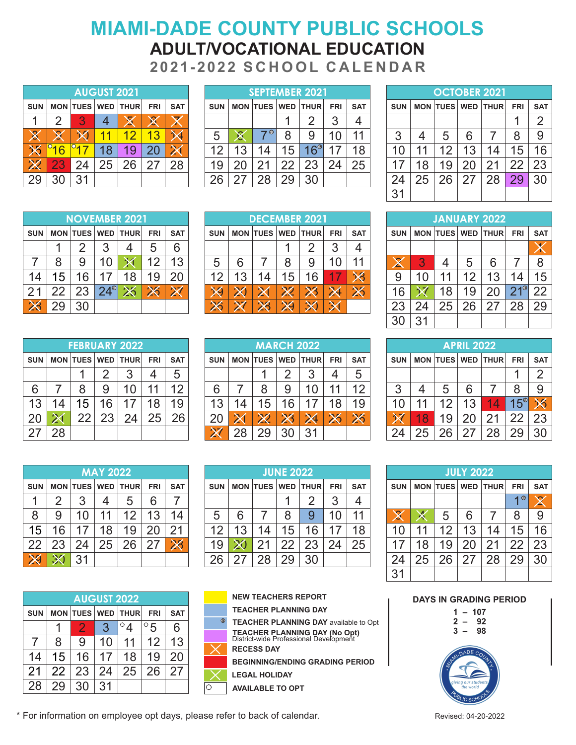# MIAMI-DADE COUNTY PUBLIC SCHOOLS

## ADULT/VOCATIONAL EDUCATION

### 2021-2022 SCHOOL CALENDAR

**AUGUST 2021**

| SUN | MON | TUES | WED | THUR | FRI | SAT |
|---|---|---|---|---|---|---|
| 1 | 2 | 3 | 4 | 5 | 6 | 7 |
| 8 | 9 | 10 | 11 | 12 | 13 | 14 |
| 15 | °16 | °17 | 18 | 19 | 20 | 21 |
| 22 | 23 | 24 | 25 | 26 | 27 | 28 |
| 29 | 30 | 31 | | | | |

**SEPTEMBER 2021**

| SUN | MON | TUES | WED | THUR | FRI | SAT |
|---|---|---|---|---|---|---|
| | | | 1 | 2 | 3 | 4 |
| 5 | 6 | 7® | 8 | 9 | 10 | 11 |
| 12 | 13 | 14 | 15 | 16® | 17 | 18 |
| 19 | 20 | 21 | 22 | 23 | 24 | 25 |
| 26 | 27 | 28 | 29 | 30 | | |

**OCTOBER 2021**

| SUN | MON | TUES | WED | THUR | FRI | SAT |
|---|---|---|---|---|---|---|
| | | | | | 1 | 2 |
| 3 | 4 | 5 | 6 | 7 | 8 | 9 |
| 10 | 11 | 12 | 13 | 14 | 15 | 16 |
| 17 | 18 | 19 | 20 | 21 | 22 | 23 |
| 24 | 25 | 26 | 27 | 28 | 29 | 30 |
| 31 | | | | | | |

**NOVEMBER 2021**

| SUN | MON | TUES | WED | THUR | FRI | SAT |
|---|---|---|---|---|---|---|
| | 1 | 2 | 3 | 4 | 5 | 6 |
| 7 | 8 | 9 | 10 | 11 | 12 | 13 |
| 14 | 15 | 16 | 17 | 18 | 19 | 20 |
| 21 | 22 | 23 | 24® | 25 | 26 | 27 |
| 28 | 29 | 30 | | | | |

**DECEMBER 2021**

| SUN | MON | TUES | WED | THUR | FRI | SAT |
|---|---|---|---|---|---|---|
| | | | 1 | 2 | 3 | 4 |
| 5 | 6 | 7 | 8 | 9 | 10 | 11 |
| 12 | 13 | 14 | 15 | 16 | 17 | 18 |
| 19 | 20 | 21 | 22 | 23 | 24 | 25 |
| 26 | 27 | 28 | 29 | 30 | 31 | |

**JANUARY 2022**

| SUN | MON | TUES | WED | THUR | FRI | SAT |
|---|---|---|---|---|---|---|
| | | | | | | 1 |
| 2 | 3 | 4 | 5 | 6 | 7 | 8 |
| 9 | 10 | 11 | 12 | 13 | 14 | 15 |
| 16 | 17 | 18 | 19 | 20 | 21® | 22 |
| 23 | 24 | 25 | 26 | 27 | 28 | 29 |
| 30 | 31 | | | | | |

**FEBRUARY 2022**

| SUN | MON | TUES | WED | THUR | FRI | SAT |
|---|---|---|---|---|---|---|
| | | 1 | 2 | 3 | 4 | 5 |
| 6 | 7 | 8 | 9 | 10 | 11 | 12 |
| 13 | 14 | 15 | 16 | 17 | 18 | 19 |
| 20 | 21 | 22 | 23 | 24 | 25 | 26 |
| 27 | 28 | | | | | |

**MARCH 2022**

| SUN | MON | TUES | WED | THUR | FRI | SAT |
|---|---|---|---|---|---|---|
| | | 1 | 2 | 3 | 4 | 5 |
| 6 | 7 | 8 | 9 | 10 | 11 | 12 |
| 13 | 14 | 15 | 16 | 17 | 18 | 19 |
| 20 | 21 | 22 | 23 | 24 | 25 | 26 |
| 27 | 28 | 29 | 30 | 31 | | |

**APRIL 2022**

| SUN | MON | TUES | WED | THUR | FRI | SAT |
|---|---|---|---|---|---|---|
| | | | | | 1 | 2 |
| 3 | 4 | 5 | 6 | 7 | 8 | 9 |
| 10 | 11 | 12 | 13 | 14 | 15® | 16 |
| 17 | 18 | 19 | 20 | 21 | 22 | 23 |
| 24 | 25 | 26 | 27 | 28 | 29 | 30 |

**MAY 2022**

| SUN | MON | TUES | WED | THUR | FRI | SAT |
|---|---|---|---|---|---|---|
| 1 | 2 | 3 | 4 | 5 | 6 | 7 |
| 8 | 9 | 10 | 11 | 12 | 13 | 14 |
| 15 | 16 | 17 | 18 | 19 | 20 | 21 |
| 22 | 23 | 24 | 25 | 26 | 27 | 28 |
| 29 | 30 | 31 | | | | |

**JUNE 2022**

| SUN | MON | TUES | WED | THUR | FRI | SAT |
|---|---|---|---|---|---|---|
| | | | 1 | 2 | 3 | 4 |
| 5 | 6 | 7 | 8 | 9 | 10 | 11 |
| 12 | 13 | 14 | 15 | 16 | 17 | 18 |
| 19 | 20 | 21 | 22 | 23 | 24 | 25 |
| 26 | 27 | 28 | 29 | 30 | | |

**JULY 2022**

| SUN | MON | TUES | WED | THUR | FRI | SAT |
|---|---|---|---|---|---|---|
| | | | | | 1® | 2 |
| 3 | 4 | 5 | 6 | 7 | 8 | 9 |
| 10 | 11 | 12 | 13 | 14 | 15 | 16 |
| 17 | 18 | 19 | 20 | 21 | 22 | 23 |
| 24 | 25 | 26 | 27 | 28 | 29 | 30 |
| 31 | | | | | | |

**AUGUST 2022**

| SUN | MON | TUES | WED | THUR | FRI | SAT |
|---|---|---|---|---|---|---|
| | 1 | 2 | 3 | °4 | °5 | 6 |
| 7 | 8 | 9 | 10 | 11 | 12 | 13 |
| 14 | 15 | 16 | 17 | 18 | 19 | 20 |
| 21 | 22 | 23 | 24 | 25 | 26 | 27 |
| 28 | 29 | 30 | 31 | | | |

- NEW TEACHERS REPORT
- TEACHER PLANNING DAY
- ® TEACHER PLANNING DAY available to Opt
- TEACHER PLANNING DAY (No Opt) District-wide Professional Development
- RECESS DAY
- BEGINNING/ENDING GRADING PERIOD
- LEGAL HOLIDAY
- ° AVAILABLE TO OPT

**DAYS IN GRADING PERIOD**

1 – 107
2 – 92
3 – 98

\* For information on employee opt days, please refer to back of calendar.

Revised: 04-20-2022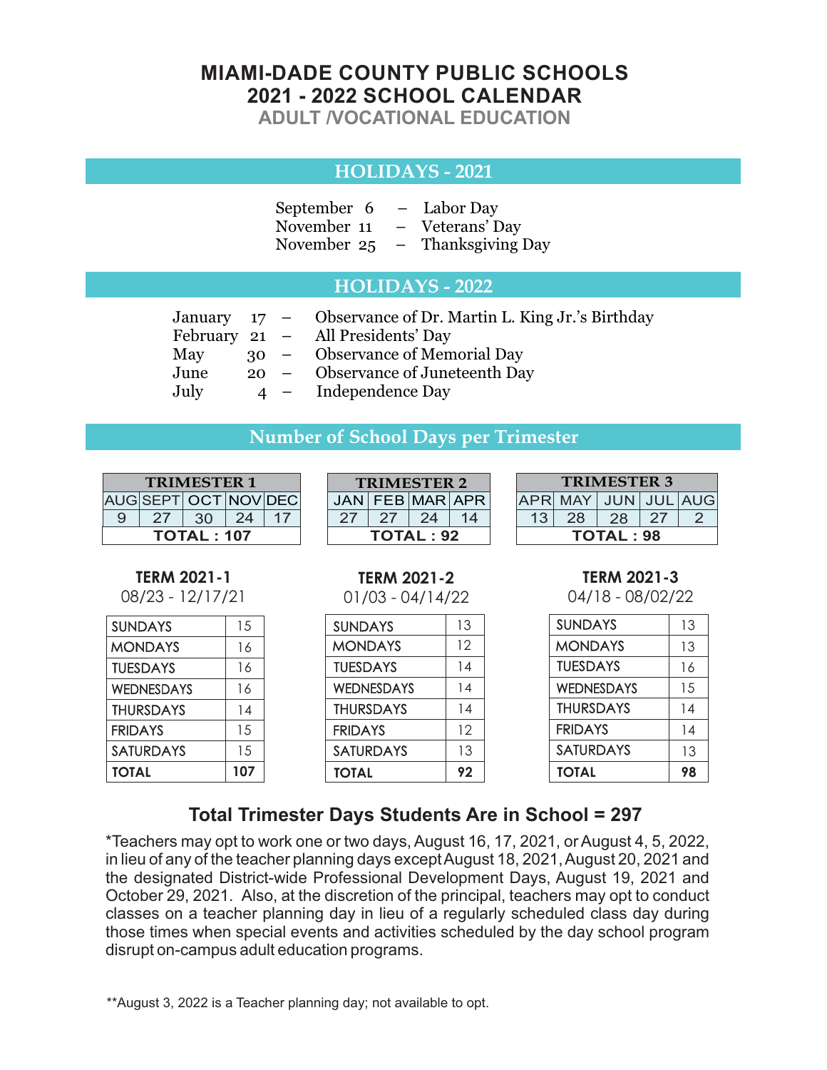# MIAMI-DADE COUNTY PUBLIC SCHOOLS
# 2021 - 2022 SCHOOL CALENDAR
## ADULT /VOCATIONAL EDUCATION

## HOLIDAYS - 2021

September 6 – Labor Day
November 11 – Veterans' Day
November 25 – Thanksgiving Day

## HOLIDAYS - 2022

January 17 – Observance of Dr. Martin L. King Jr.'s Birthday
February 21 – All Presidents' Day
May 30 – Observance of Memorial Day
June 20 – Observance of Juneteenth Day
July 4 – Independence Day

## Number of School Days per Trimester

| TRIMESTER 1 | | | | |
|---|---|---|---|---|
| AUG | SEPT | OCT | NOV | DEC |
| 9 | 27 | 30 | 24 | 17 |
| TOTAL : 107 | | | | |

| TRIMESTER 2 | | | |
|---|---|---|---|
| JAN | FEB | MAR | APR |
| 27 | 27 | 24 | 14 |
| TOTAL : 92 | | | |

| TRIMESTER 3 | | | | |
|---|---|---|---|---|
| APR | MAY | JUN | JUL | AUG |
| 13 | 28 | 28 | 27 | 2 |
| TOTAL : 98 | | | | |

**TERM 2021-1**
08/23 - 12/17/21

| | |
|---|---|
| SUNDAYS | 15 |
| MONDAYS | 16 |
| TUESDAYS | 16 |
| WEDNESDAYS | 16 |
| THURSDAYS | 14 |
| FRIDAYS | 15 |
| SATURDAYS | 15 |
| **TOTAL** | **107** |

**TERM 2021-2**
01/03 - 04/14/22

| | |
|---|---|
| SUNDAYS | 13 |
| MONDAYS | 12 |
| TUESDAYS | 14 |
| WEDNESDAYS | 14 |
| THURSDAYS | 14 |
| FRIDAYS | 12 |
| SATURDAYS | 13 |
| **TOTAL** | **92** |

**TERM 2021-3**
04/18 - 08/02/22

| | |
|---|---|
| SUNDAYS | 13 |
| MONDAYS | 13 |
| TUESDAYS | 16 |
| WEDNESDAYS | 15 |
| THURSDAYS | 14 |
| FRIDAYS | 14 |
| SATURDAYS | 13 |
| **TOTAL** | **98** |

## Total Trimester Days Students Are in School = 297

*Teachers may opt to work one or two days, August 16, 17, 2021, or August 4, 5, 2022, in lieu of any of the teacher planning days except August 18, 2021, August 20, 2021 and the designated District-wide Professional Development Days, August 19, 2021 and October 29, 2021. Also, at the discretion of the principal, teachers may opt to conduct classes on a teacher planning day in lieu of a regularly scheduled class day during those times when special events and activities scheduled by the day school program disrupt on-campus adult education programs.

**August 3, 2022 is a Teacher planning day; not available to opt.